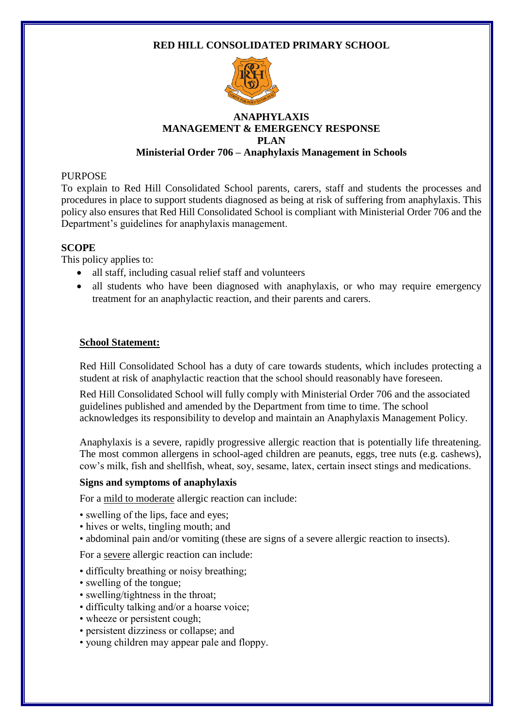# RED HILL CONSOLIDATED PRIMARY SCHOOL

## ANAPHYLAXIS MANAGEMENT & EMERGENCY RESPONSE PLAN

### Ministerial Order 706 – Anaphylaxis Management in Schools

PURPOSE

To explain to Red Hill Consolidated School parents, carers, staff and students the processes and procedures in place to support students diagnosed as being at risk of suffering from anaphylaxis. This policy also ensures that Red Hill Consolidated School is compliant with Ministerial Order 706 and the Department's guidelines for anaphylaxis management.

**SCOPE**

This policy applies to:

- all staff, including casual relief staff and volunteers
- all students who have been diagnosed with anaphylaxis, or who may require emergency treatment for an anaphylactic reaction, and their parents and carers.

**School Statement:**

Red Hill Consolidated School has a duty of care towards students, which includes protecting a student at risk of anaphylactic reaction that the school should reasonably have foreseen.

Red Hill Consolidated School will fully comply with Ministerial Order 706 and the associated guidelines published and amended by the Department from time to time. The school acknowledges its responsibility to develop and maintain an Anaphylaxis Management Policy.

Anaphylaxis is a severe, rapidly progressive allergic reaction that is potentially life threatening. The most common allergens in school-aged children are peanuts, eggs, tree nuts (e.g. cashews), cow's milk, fish and shellfish, wheat, soy, sesame, latex, certain insect stings and medications.

**Signs and symptoms of anaphylaxis**

For a mild to moderate allergic reaction can include:

- swelling of the lips, face and eyes;
- hives or welts, tingling mouth; and
- abdominal pain and/or vomiting (these are signs of a severe allergic reaction to insects).

For a severe allergic reaction can include:

- difficulty breathing or noisy breathing;
- swelling of the tongue;
- swelling/tightness in the throat;
- difficulty talking and/or a hoarse voice;
- wheeze or persistent cough;
- persistent dizziness or collapse; and
- young children may appear pale and floppy.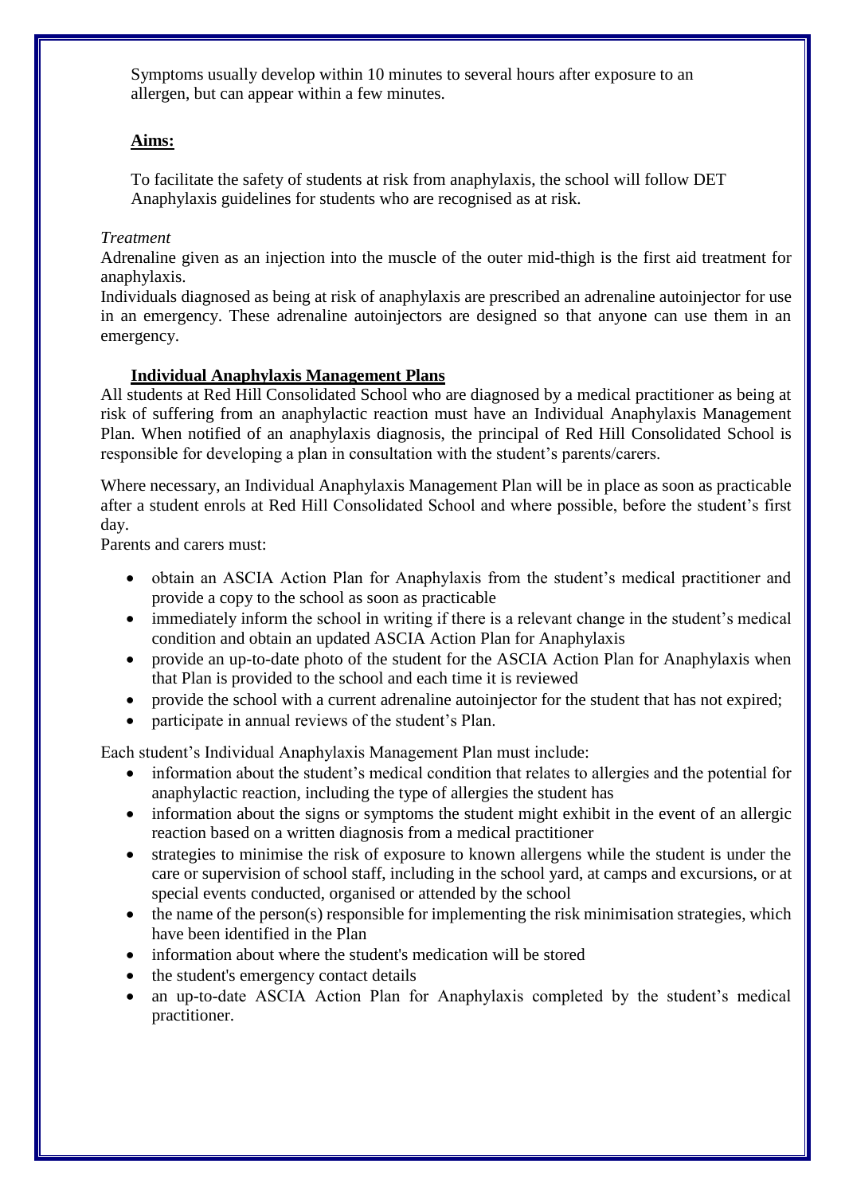Symptoms usually develop within 10 minutes to several hours after exposure to an allergen, but can appear within a few minutes.

## Aims:

To facilitate the safety of students at risk from anaphylaxis, the school will follow DET Anaphylaxis guidelines for students who are recognised as at risk.

*Treatment*

Adrenaline given as an injection into the muscle of the outer mid-thigh is the first aid treatment for anaphylaxis.

Individuals diagnosed as being at risk of anaphylaxis are prescribed an adrenaline autoinjector for use in an emergency. These adrenaline autoinjectors are designed so that anyone can use them in an emergency.

## Individual Anaphylaxis Management Plans

All students at Red Hill Consolidated School who are diagnosed by a medical practitioner as being at risk of suffering from an anaphylactic reaction must have an Individual Anaphylaxis Management Plan. When notified of an anaphylaxis diagnosis, the principal of Red Hill Consolidated School is responsible for developing a plan in consultation with the student's parents/carers.

Where necessary, an Individual Anaphylaxis Management Plan will be in place as soon as practicable after a student enrols at Red Hill Consolidated School and where possible, before the student's first day.

Parents and carers must:

- obtain an ASCIA Action Plan for Anaphylaxis from the student's medical practitioner and provide a copy to the school as soon as practicable
- immediately inform the school in writing if there is a relevant change in the student's medical condition and obtain an updated ASCIA Action Plan for Anaphylaxis
- provide an up-to-date photo of the student for the ASCIA Action Plan for Anaphylaxis when that Plan is provided to the school and each time it is reviewed
- provide the school with a current adrenaline autoinjector for the student that has not expired;
- participate in annual reviews of the student's Plan.

Each student's Individual Anaphylaxis Management Plan must include:

- information about the student's medical condition that relates to allergies and the potential for anaphylactic reaction, including the type of allergies the student has
- information about the signs or symptoms the student might exhibit in the event of an allergic reaction based on a written diagnosis from a medical practitioner
- strategies to minimise the risk of exposure to known allergens while the student is under the care or supervision of school staff, including in the school yard, at camps and excursions, or at special events conducted, organised or attended by the school
- the name of the person(s) responsible for implementing the risk minimisation strategies, which have been identified in the Plan
- information about where the student's medication will be stored
- the student's emergency contact details
- an up-to-date ASCIA Action Plan for Anaphylaxis completed by the student's medical practitioner.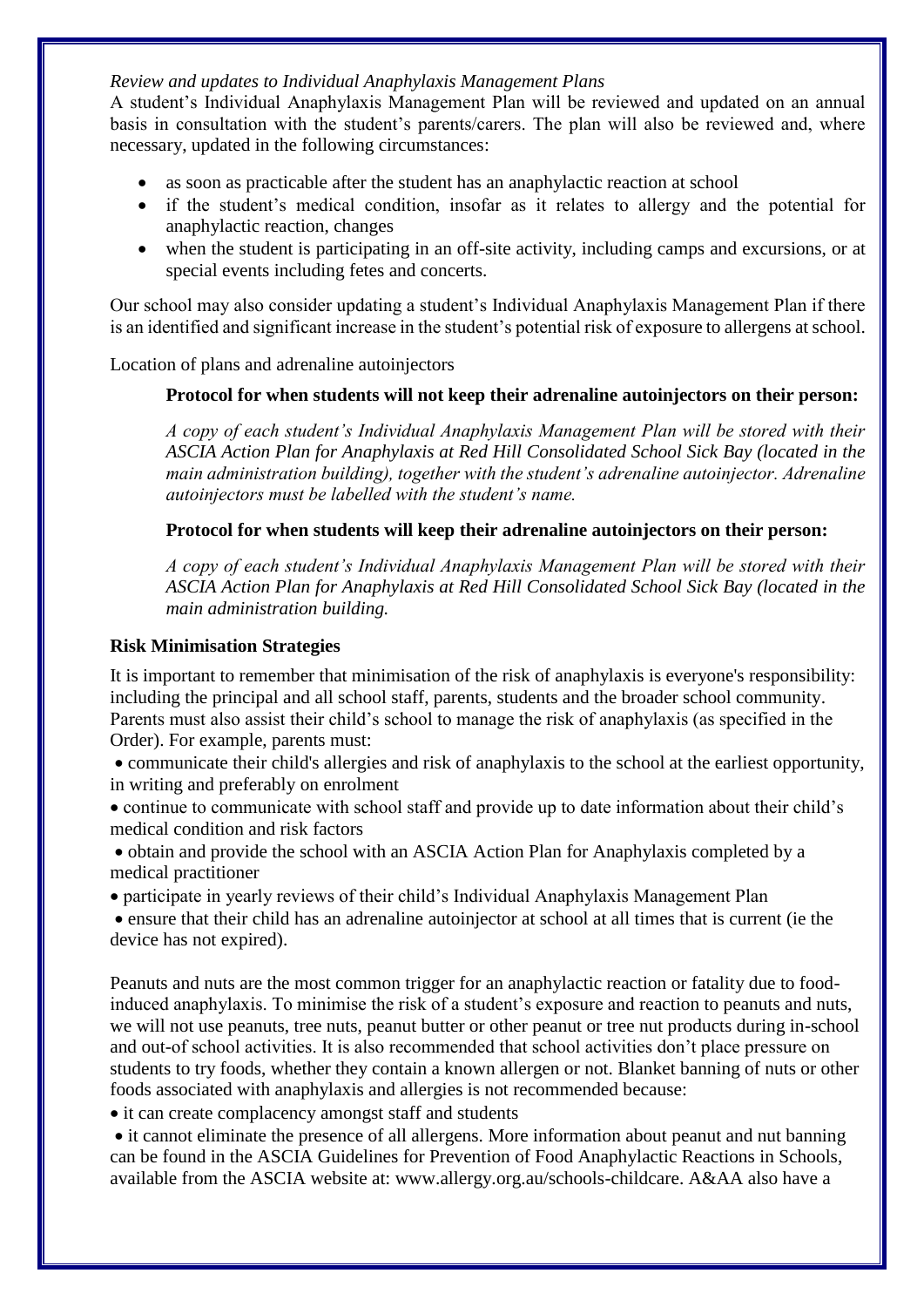*Review and updates to Individual Anaphylaxis Management Plans*

A student's Individual Anaphylaxis Management Plan will be reviewed and updated on an annual basis in consultation with the student's parents/carers. The plan will also be reviewed and, where necessary, updated in the following circumstances:

- as soon as practicable after the student has an anaphylactic reaction at school
- if the student's medical condition, insofar as it relates to allergy and the potential for anaphylactic reaction, changes
- when the student is participating in an off-site activity, including camps and excursions, or at special events including fetes and concerts.

Our school may also consider updating a student's Individual Anaphylaxis Management Plan if there is an identified and significant increase in the student's potential risk of exposure to allergens at school.

Location of plans and adrenaline autoinjectors

**Protocol for when students will not keep their adrenaline autoinjectors on their person:**

*A copy of each student's Individual Anaphylaxis Management Plan will be stored with their ASCIA Action Plan for Anaphylaxis at Red Hill Consolidated School Sick Bay (located in the main administration building), together with the student's adrenaline autoinjector. Adrenaline autoinjectors must be labelled with the student's name.*

**Protocol for when students will keep their adrenaline autoinjectors on their person:**

*A copy of each student's Individual Anaphylaxis Management Plan will be stored with their ASCIA Action Plan for Anaphylaxis at Red Hill Consolidated School Sick Bay (located in the main administration building.*

**Risk Minimisation Strategies**

It is important to remember that minimisation of the risk of anaphylaxis is everyone's responsibility: including the principal and all school staff, parents, students and the broader school community. Parents must also assist their child's school to manage the risk of anaphylaxis (as specified in the Order). For example, parents must:

- communicate their child's allergies and risk of anaphylaxis to the school at the earliest opportunity, in writing and preferably on enrolment
- continue to communicate with school staff and provide up to date information about their child's medical condition and risk factors
- obtain and provide the school with an ASCIA Action Plan for Anaphylaxis completed by a medical practitioner
- participate in yearly reviews of their child's Individual Anaphylaxis Management Plan
- ensure that their child has an adrenaline autoinjector at school at all times that is current (ie the device has not expired).

Peanuts and nuts are the most common trigger for an anaphylactic reaction or fatality due to food-induced anaphylaxis. To minimise the risk of a student's exposure and reaction to peanuts and nuts, we will not use peanuts, tree nuts, peanut butter or other peanut or tree nut products during in-school and out-of school activities. It is also recommended that school activities don't place pressure on students to try foods, whether they contain a known allergen or not. Blanket banning of nuts or other foods associated with anaphylaxis and allergies is not recommended because:

- it can create complacency amongst staff and students
- it cannot eliminate the presence of all allergens. More information about peanut and nut banning can be found in the ASCIA Guidelines for Prevention of Food Anaphylactic Reactions in Schools, available from the ASCIA website at: www.allergy.org.au/schools-childcare. A&AA also have a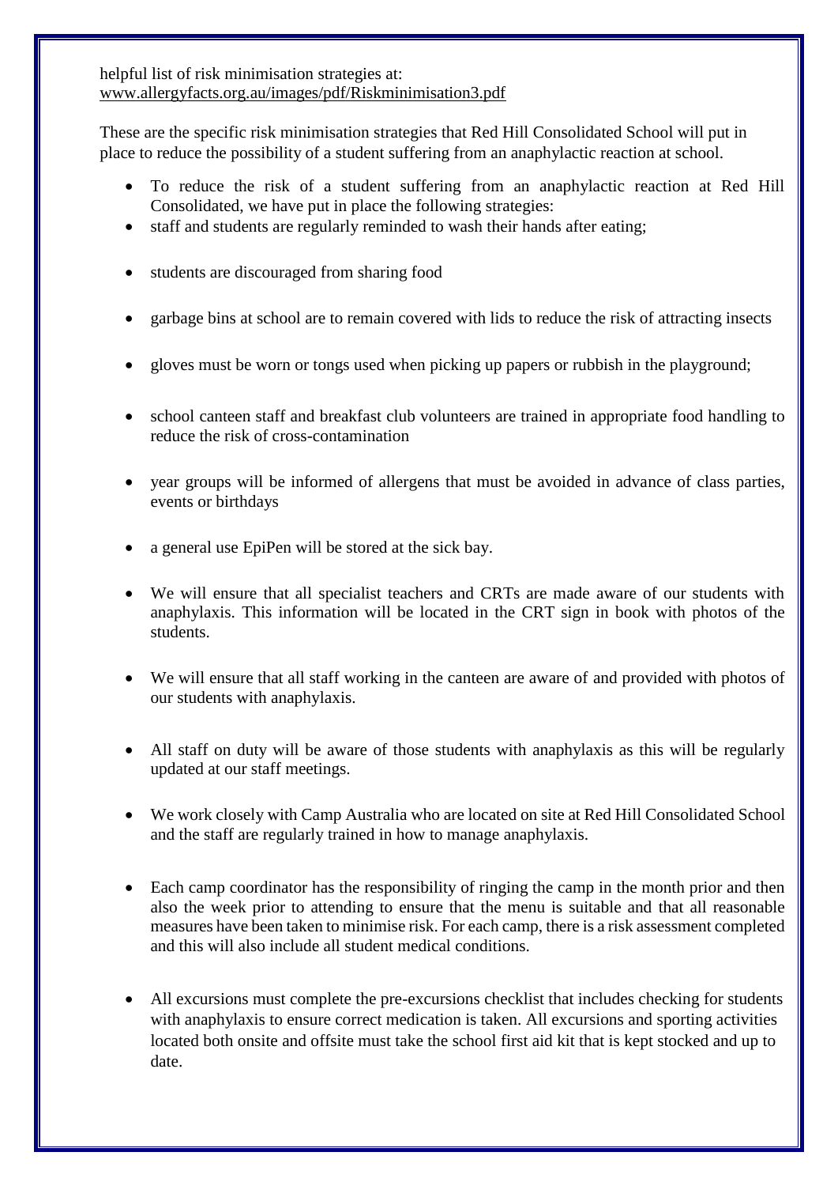helpful list of risk minimisation strategies at: www.allergyfacts.org.au/images/pdf/Riskminimisation3.pdf

These are the specific risk minimisation strategies that Red Hill Consolidated School will put in place to reduce the possibility of a student suffering from an anaphylactic reaction at school.

- To reduce the risk of a student suffering from an anaphylactic reaction at Red Hill Consolidated, we have put in place the following strategies:
- staff and students are regularly reminded to wash their hands after eating;
- students are discouraged from sharing food
- garbage bins at school are to remain covered with lids to reduce the risk of attracting insects
- gloves must be worn or tongs used when picking up papers or rubbish in the playground;
- school canteen staff and breakfast club volunteers are trained in appropriate food handling to reduce the risk of cross-contamination
- year groups will be informed of allergens that must be avoided in advance of class parties, events or birthdays
- a general use EpiPen will be stored at the sick bay.
- We will ensure that all specialist teachers and CRTs are made aware of our students with anaphylaxis. This information will be located in the CRT sign in book with photos of the students.
- We will ensure that all staff working in the canteen are aware of and provided with photos of our students with anaphylaxis.
- All staff on duty will be aware of those students with anaphylaxis as this will be regularly updated at our staff meetings.
- We work closely with Camp Australia who are located on site at Red Hill Consolidated School and the staff are regularly trained in how to manage anaphylaxis.
- Each camp coordinator has the responsibility of ringing the camp in the month prior and then also the week prior to attending to ensure that the menu is suitable and that all reasonable measures have been taken to minimise risk. For each camp, there is a risk assessment completed and this will also include all student medical conditions.
- All excursions must complete the pre-excursions checklist that includes checking for students with anaphylaxis to ensure correct medication is taken. All excursions and sporting activities located both onsite and offsite must take the school first aid kit that is kept stocked and up to date.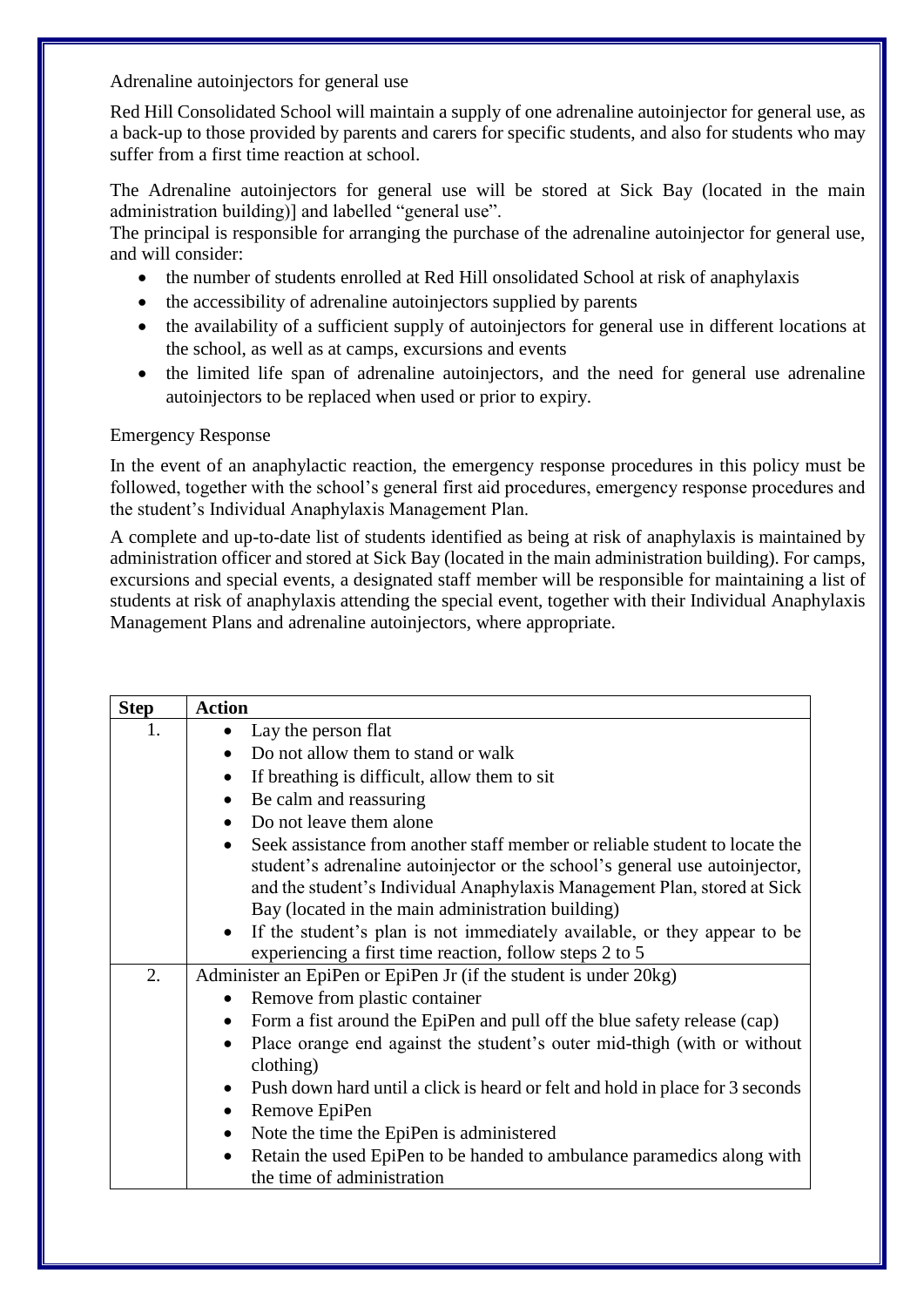## Adrenaline autoinjectors for general use

Red Hill Consolidated School will maintain a supply of one adrenaline autoinjector for general use, as a back-up to those provided by parents and carers for specific students, and also for students who may suffer from a first time reaction at school.

The Adrenaline autoinjectors for general use will be stored at Sick Bay (located in the main administration building)] and labelled "general use".

The principal is responsible for arranging the purchase of the adrenaline autoinjector for general use, and will consider:

- the number of students enrolled at Red Hill onsolidated School at risk of anaphylaxis
- the accessibility of adrenaline autoinjectors supplied by parents
- the availability of a sufficient supply of autoinjectors for general use in different locations at the school, as well as at camps, excursions and events
- the limited life span of adrenaline autoinjectors, and the need for general use adrenaline autoinjectors to be replaced when used or prior to expiry.

## Emergency Response

In the event of an anaphylactic reaction, the emergency response procedures in this policy must be followed, together with the school's general first aid procedures, emergency response procedures and the student's Individual Anaphylaxis Management Plan.

A complete and up-to-date list of students identified as being at risk of anaphylaxis is maintained by administration officer and stored at Sick Bay (located in the main administration building). For camps, excursions and special events, a designated staff member will be responsible for maintaining a list of students at risk of anaphylaxis attending the special event, together with their Individual Anaphylaxis Management Plans and adrenaline autoinjectors, where appropriate.

| Step | Action |
|---|---|
| 1. | • Lay the person flat<br>• Do not allow them to stand or walk<br>• If breathing is difficult, allow them to sit<br>• Be calm and reassuring<br>• Do not leave them alone<br>• Seek assistance from another staff member or reliable student to locate the student's adrenaline autoinjector or the school's general use autoinjector, and the student's Individual Anaphylaxis Management Plan, stored at Sick Bay (located in the main administration building)<br>• If the student's plan is not immediately available, or they appear to be experiencing a first time reaction, follow steps 2 to 5 |
| 2. | Administer an EpiPen or EpiPen Jr (if the student is under 20kg)<br>• Remove from plastic container<br>• Form a fist around the EpiPen and pull off the blue safety release (cap)<br>• Place orange end against the student's outer mid-thigh (with or without clothing)<br>• Push down hard until a click is heard or felt and hold in place for 3 seconds<br>• Remove EpiPen<br>• Note the time the EpiPen is administered<br>• Retain the used EpiPen to be handed to ambulance paramedics along with the time of administration |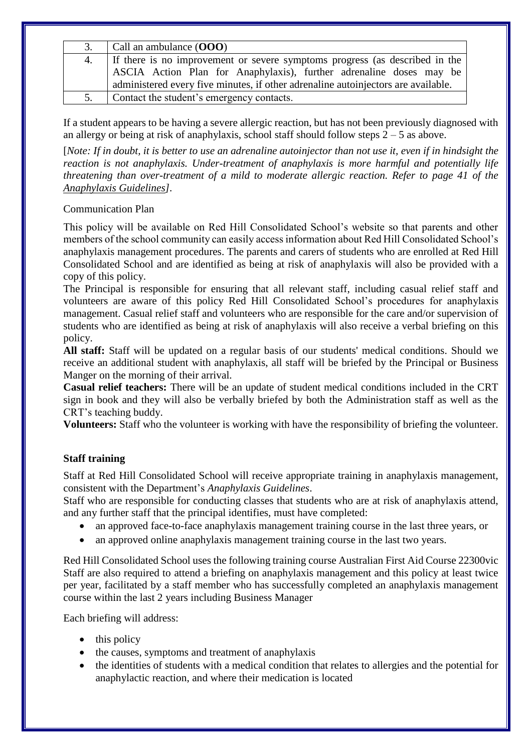| | |
|---|---|
| 3. | Call an ambulance (**OOO**) |
| 4. | If there is no improvement or severe symptoms progress (as described in the ASCIA Action Plan for Anaphylaxis), further adrenaline doses may be administered every five minutes, if other adrenaline autoinjectors are available. |
| 5. | Contact the student's emergency contacts. |

If a student appears to be having a severe allergic reaction, but has not been previously diagnosed with an allergy or being at risk of anaphylaxis, school staff should follow steps 2 – 5 as above.

[*Note: If in doubt, it is better to use an adrenaline autoinjector than not use it, even if in hindsight the reaction is not anaphylaxis. Under-treatment of anaphylaxis is more harmful and potentially life threatening than over-treatment of a mild to moderate allergic reaction. Refer to page 41 of the Anaphylaxis Guidelines]*.

Communication Plan

This policy will be available on Red Hill Consolidated School's website so that parents and other members of the school community can easily access information about Red Hill Consolidated School's anaphylaxis management procedures. The parents and carers of students who are enrolled at Red Hill Consolidated School and are identified as being at risk of anaphylaxis will also be provided with a copy of this policy.

The Principal is responsible for ensuring that all relevant staff, including casual relief staff and volunteers are aware of this policy Red Hill Consolidated School's procedures for anaphylaxis management. Casual relief staff and volunteers who are responsible for the care and/or supervision of students who are identified as being at risk of anaphylaxis will also receive a verbal briefing on this policy.

**All staff:** Staff will be updated on a regular basis of our students' medical conditions. Should we receive an additional student with anaphylaxis, all staff will be briefed by the Principal or Business Manger on the morning of their arrival.

**Casual relief teachers:** There will be an update of student medical conditions included in the CRT sign in book and they will also be verbally briefed by both the Administration staff as well as the CRT's teaching buddy.

**Volunteers:** Staff who the volunteer is working with have the responsibility of briefing the volunteer.

**Staff training**

Staff at Red Hill Consolidated School will receive appropriate training in anaphylaxis management, consistent with the Department's *Anaphylaxis Guidelines*.

Staff who are responsible for conducting classes that students who are at risk of anaphylaxis attend, and any further staff that the principal identifies, must have completed:

- an approved face-to-face anaphylaxis management training course in the last three years, or
- an approved online anaphylaxis management training course in the last two years.

Red Hill Consolidated School uses the following training course Australian First Aid Course 22300vic
Staff are also required to attend a briefing on anaphylaxis management and this policy at least twice per year, facilitated by a staff member who has successfully completed an anaphylaxis management course within the last 2 years including Business Manager

Each briefing will address:

- this policy
- the causes, symptoms and treatment of anaphylaxis
- the identities of students with a medical condition that relates to allergies and the potential for anaphylactic reaction, and where their medication is located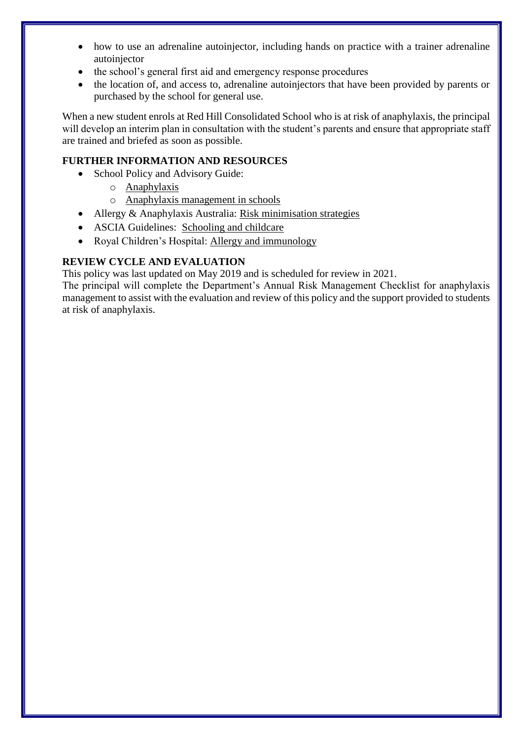- how to use an adrenaline autoinjector, including hands on practice with a trainer adrenaline autoinjector
- the school's general first aid and emergency response procedures
- the location of, and access to, adrenaline autoinjectors that have been provided by parents or purchased by the school for general use.

When a new student enrols at Red Hill Consolidated School who is at risk of anaphylaxis, the principal will develop an interim plan in consultation with the student's parents and ensure that appropriate staff are trained and briefed as soon as possible.

## FURTHER INFORMATION AND RESOURCES

- School Policy and Advisory Guide:
  - Anaphylaxis
  - Anaphylaxis management in schools
- Allergy & Anaphylaxis Australia: Risk minimisation strategies
- ASCIA Guidelines: Schooling and childcare
- Royal Children's Hospital: Allergy and immunology

## REVIEW CYCLE AND EVALUATION

This policy was last updated on May 2019 and is scheduled for review in 2021.
The principal will complete the Department's Annual Risk Management Checklist for anaphylaxis management to assist with the evaluation and review of this policy and the support provided to students at risk of anaphylaxis.